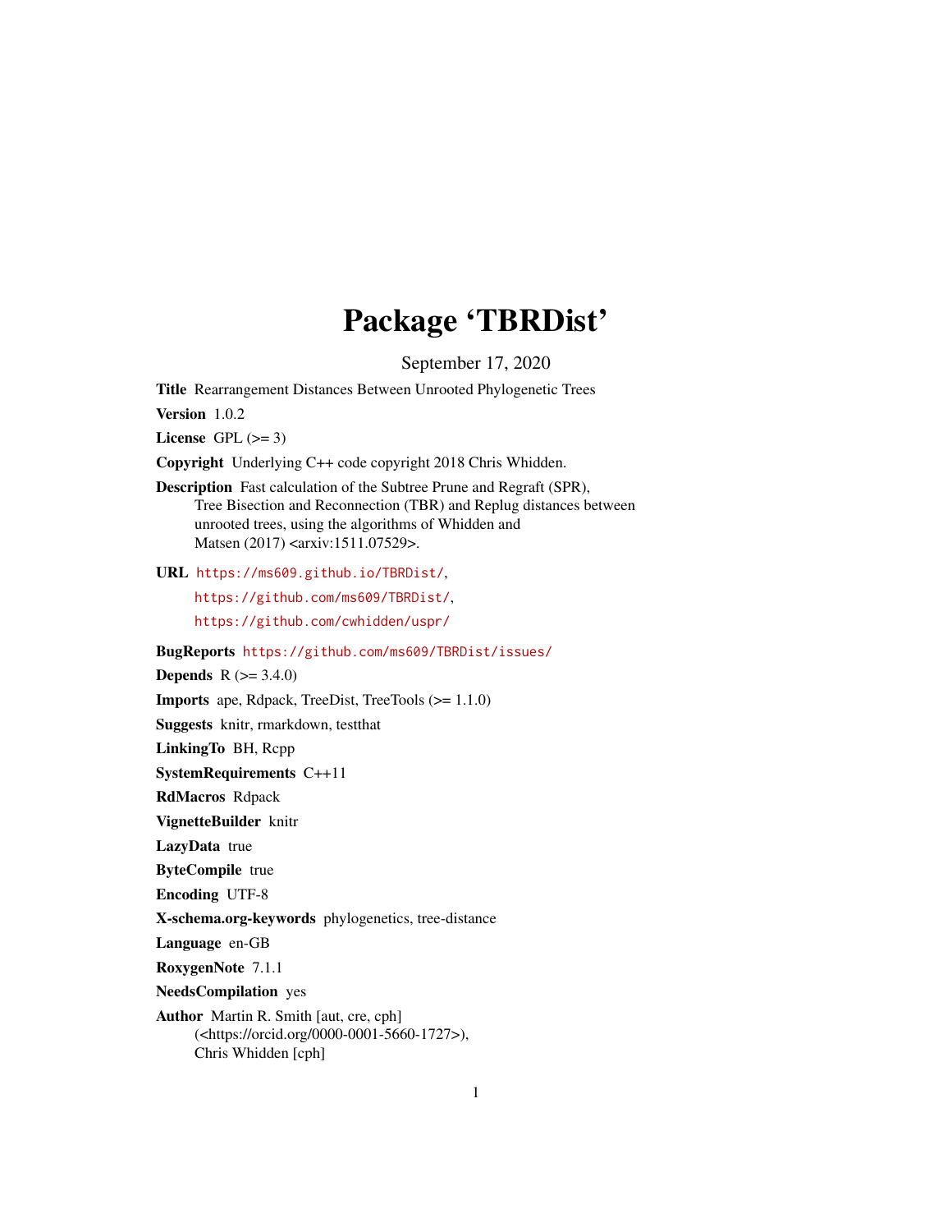# Package 'TBRDist'

September 17, 2020

**Title** Rearrangement Distances Between Unrooted Phylogenetic Trees

**Version** 1.0.2

**License** GPL (>= 3)

**Copyright** Underlying C++ code copyright 2018 Chris Whidden.

**Description** Fast calculation of the Subtree Prune and Regraft (SPR), Tree Bisection and Reconnection (TBR) and Replug distances between unrooted trees, using the algorithms of Whidden and Matsen (2017) <arxiv:1511.07529>.

**URL** https://ms609.github.io/TBRDist/, https://github.com/ms609/TBRDist/, https://github.com/cwhidden/uspr/

**BugReports** https://github.com/ms609/TBRDist/issues/

**Depends** R (>= 3.4.0)

**Imports** ape, Rdpack, TreeDist, TreeTools (>= 1.1.0)

**Suggests** knitr, rmarkdown, testthat

**LinkingTo** BH, Rcpp

**SystemRequirements** C++11

**RdMacros** Rdpack

**VignetteBuilder** knitr

**LazyData** true

**ByteCompile** true

**Encoding** UTF-8

**X-schema.org-keywords** phylogenetics, tree-distance

**Language** en-GB

**RoxygenNote** 7.1.1

**NeedsCompilation** yes

**Author** Martin R. Smith [aut, cre, cph] (<https://orcid.org/0000-0001-5660-1727>), Chris Whidden [cph]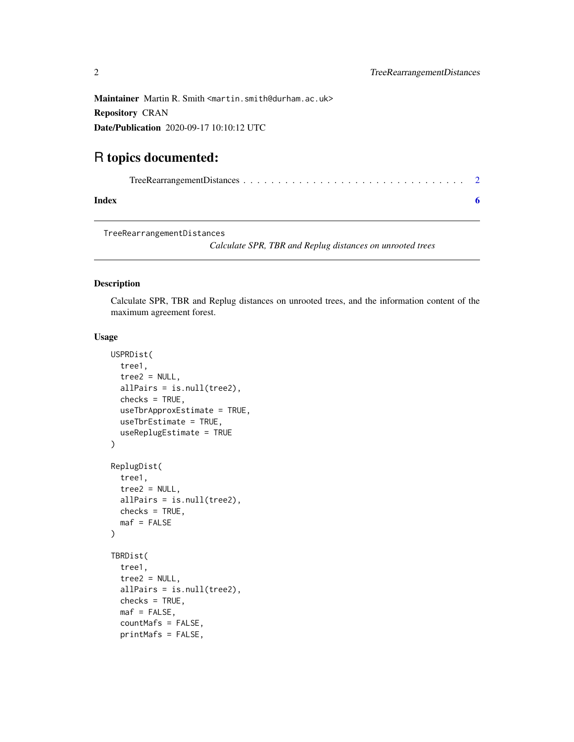**Maintainer** Martin R. Smith <martin.smith@durham.ac.uk>

**Repository** CRAN

**Date/Publication** 2020-09-17 10:10:12 UTC

# R topics documented:

TreeRearrangementDistances . . . . . . . . . . . . . . . . . . . . . . . . . . . . . . . 2

**Index** **6**

---

TreeRearrangementDistances    *Calculate SPR, TBR and Replug distances on unrooted trees*

---

## Description

Calculate SPR, TBR and Replug distances on unrooted trees, and the information content of the maximum agreement forest.

## Usage

```
USPRDist(
  tree1,
  tree2 = NULL,
  allPairs = is.null(tree2),
  checks = TRUE,
  useTbrApproxEstimate = TRUE,
  useTbrEstimate = TRUE,
  useReplugEstimate = TRUE
)

ReplugDist(
  tree1,
  tree2 = NULL,
  allPairs = is.null(tree2),
  checks = TRUE,
  maf = FALSE
)

TBRDist(
  tree1,
  tree2 = NULL,
  allPairs = is.null(tree2),
  checks = TRUE,
  maf = FALSE,
  countMafs = FALSE,
  printMafs = FALSE,
```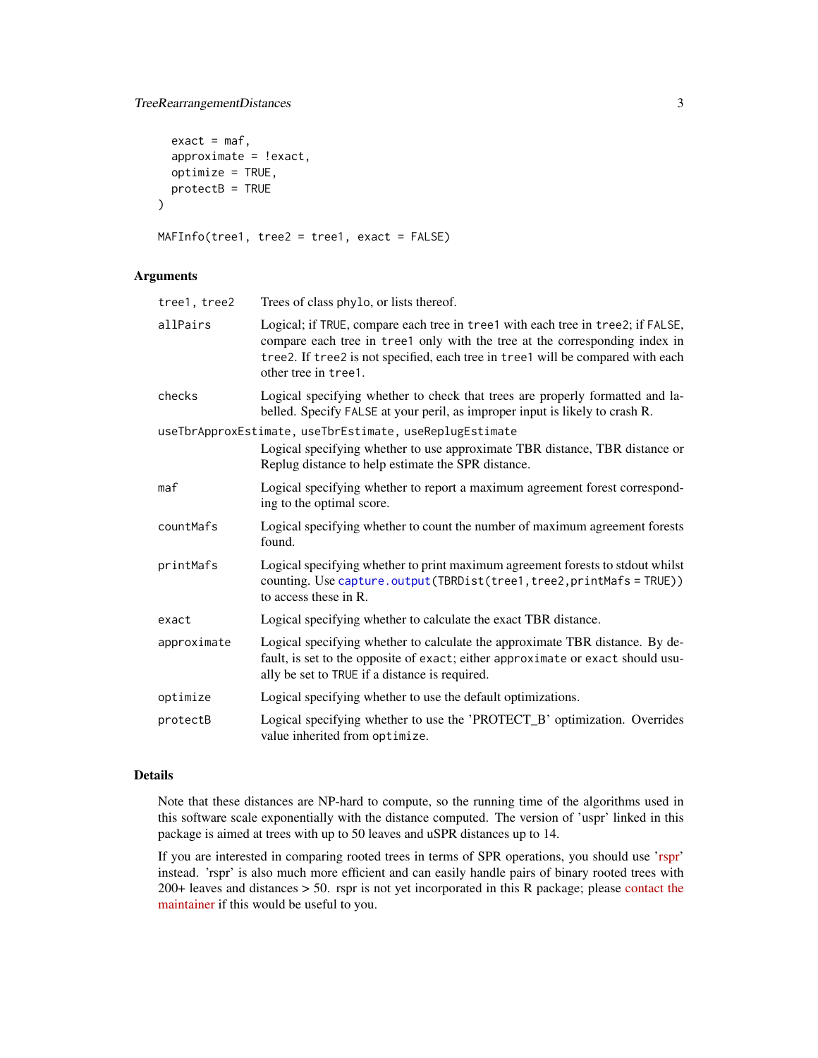```
  exact = maf,
  approximate = !exact,
  optimize = TRUE,
  protectB = TRUE
)

MAFInfo(tree1, tree2 = tree1, exact = FALSE)
```

## Arguments

| | |
|---|---|
| `tree1, tree2` | Trees of class `phylo`, or lists thereof. |
| `allPairs` | Logical; if `TRUE`, compare each tree in `tree1` with each tree in `tree2`; if `FALSE`, compare each tree in `tree1` only with the tree at the corresponding index in `tree2`. If `tree2` is not specified, each tree in `tree1` will be compared with each other tree in `tree1`. |
| `checks` | Logical specifying whether to check that trees are properly formatted and labelled. Specify `FALSE` at your peril, as improper input is likely to crash R. |
| `useTbrApproxEstimate, useTbrEstimate, useReplugEstimate` | Logical specifying whether to use approximate TBR distance, TBR distance or Replug distance to help estimate the SPR distance. |
| `maf` | Logical specifying whether to report a maximum agreement forest corresponding to the optimal score. |
| `countMafs` | Logical specifying whether to count the number of maximum agreement forests found. |
| `printMafs` | Logical specifying whether to print maximum agreement forests to stdout whilst counting. Use `capture.output(TBRDist(tree1,tree2,printMafs = TRUE))` to access these in R. |
| `exact` | Logical specifying whether to calculate the exact TBR distance. |
| `approximate` | Logical specifying whether to calculate the approximate TBR distance. By default, is set to the opposite of `exact`; either `approximate` or `exact` should usually be set to `TRUE` if a distance is required. |
| `optimize` | Logical specifying whether to use the default optimizations. |
| `protectB` | Logical specifying whether to use the 'PROTECT_B' optimization. Overrides value inherited from `optimize`. |

## Details

Note that these distances are NP-hard to compute, so the running time of the algorithms used in this software scale exponentially with the distance computed. The version of 'uspr' linked in this package is aimed at trees with up to 50 leaves and uSPR distances up to 14.

If you are interested in comparing rooted trees in terms of SPR operations, you should use 'rspr' instead. 'rspr' is also much more efficient and can easily handle pairs of binary rooted trees with 200+ leaves and distances > 50. rspr is not yet incorporated in this R package; please contact the maintainer if this would be useful to you.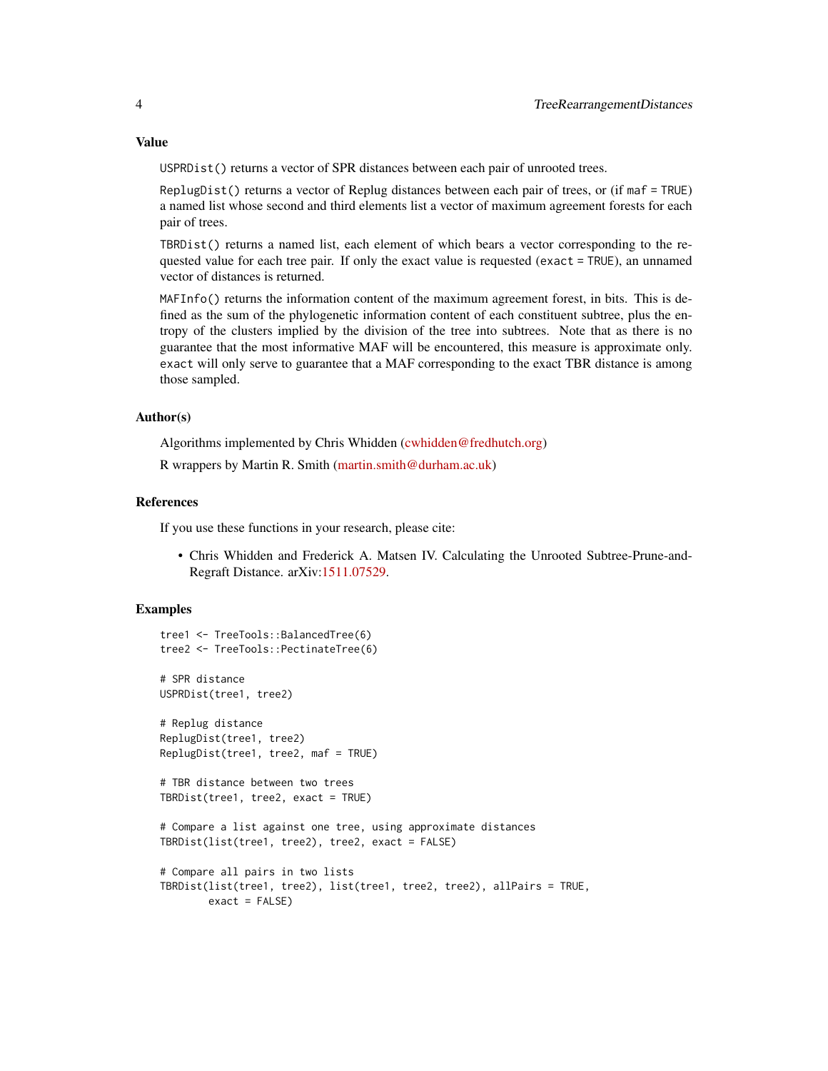### Value

`USPRDist()` returns a vector of SPR distances between each pair of unrooted trees.

`ReplugDist()` returns a vector of Replug distances between each pair of trees, or (if `maf = TRUE`) a named list whose second and third elements list a vector of maximum agreement forests for each pair of trees.

`TBRDist()` returns a named list, each element of which bears a vector corresponding to the requested value for each tree pair. If only the exact value is requested (`exact = TRUE`), an unnamed vector of distances is returned.

`MAFInfo()` returns the information content of the maximum agreement forest, in bits. This is defined as the sum of the phylogenetic information content of each constituent subtree, plus the entropy of the clusters implied by the division of the tree into subtrees. Note that as there is no guarantee that the most informative MAF will be encountered, this measure is approximate only. `exact` will only serve to guarantee that a MAF corresponding to the exact TBR distance is among those sampled.

### Author(s)

Algorithms implemented by Chris Whidden (cwhidden@fredhutch.org)

R wrappers by Martin R. Smith (martin.smith@durham.ac.uk)

### References

If you use these functions in your research, please cite:

- Chris Whidden and Frederick A. Matsen IV. Calculating the Unrooted Subtree-Prune-and-Regraft Distance. arXiv:1511.07529.

### Examples

```
tree1 <- TreeTools::BalancedTree(6)
tree2 <- TreeTools::PectinateTree(6)

# SPR distance
USPRDist(tree1, tree2)

# Replug distance
ReplugDist(tree1, tree2)
ReplugDist(tree1, tree2, maf = TRUE)

# TBR distance between two trees
TBRDist(tree1, tree2, exact = TRUE)

# Compare a list against one tree, using approximate distances
TBRDist(list(tree1, tree2), tree2, exact = FALSE)

# Compare all pairs in two lists
TBRDist(list(tree1, tree2), list(tree1, tree2, tree2), allPairs = TRUE,
        exact = FALSE)
```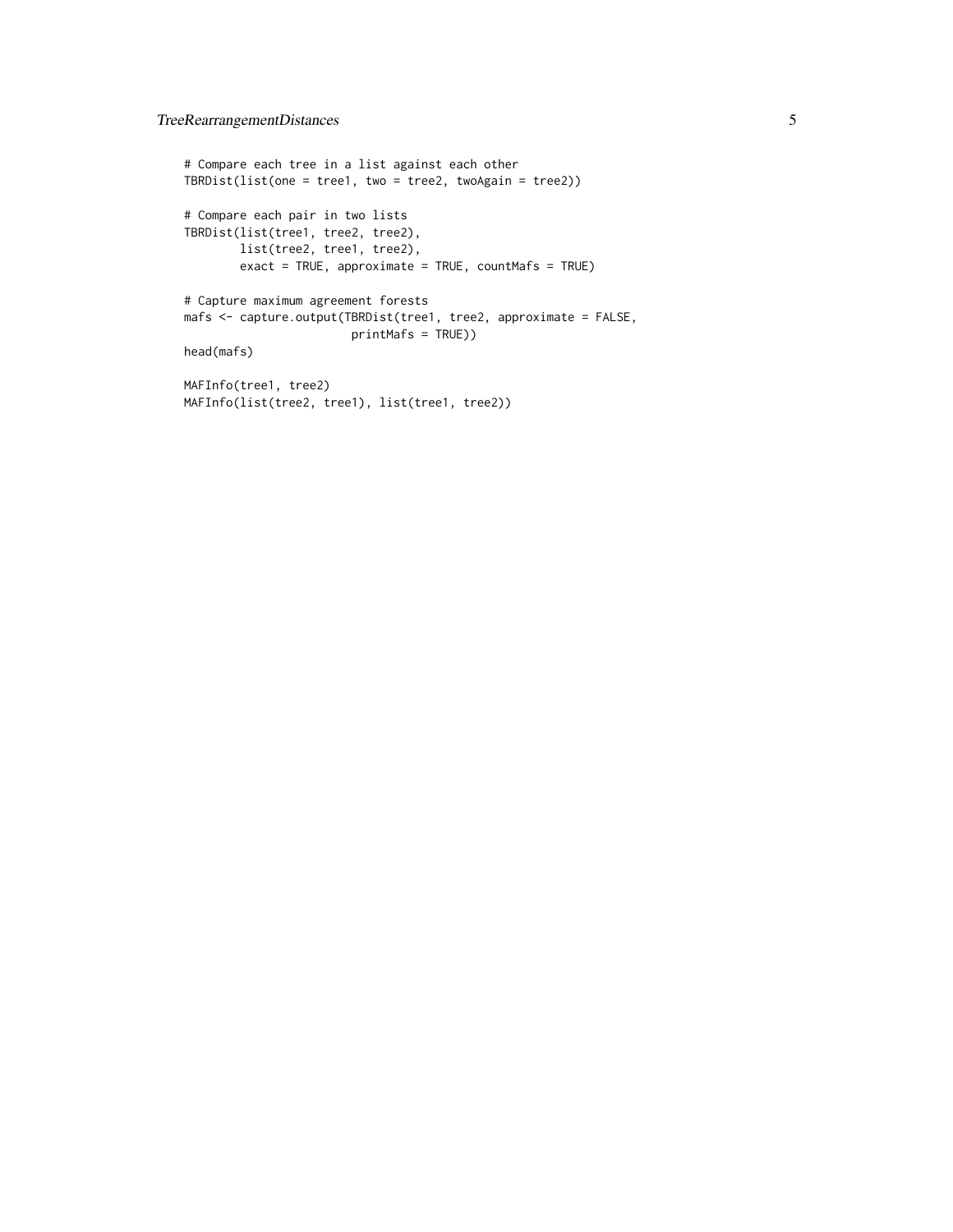```
# Compare each tree in a list against each other
TBRDist(list(one = tree1, two = tree2, twoAgain = tree2))

# Compare each pair in two lists
TBRDist(list(tree1, tree2, tree2),
        list(tree2, tree1, tree2),
        exact = TRUE, approximate = TRUE, countMafs = TRUE)

# Capture maximum agreement forests
mafs <- capture.output(TBRDist(tree1, tree2, approximate = FALSE,
                        printMafs = TRUE))
head(mafs)

MAFInfo(tree1, tree2)
MAFInfo(list(tree2, tree1), list(tree1, tree2))
```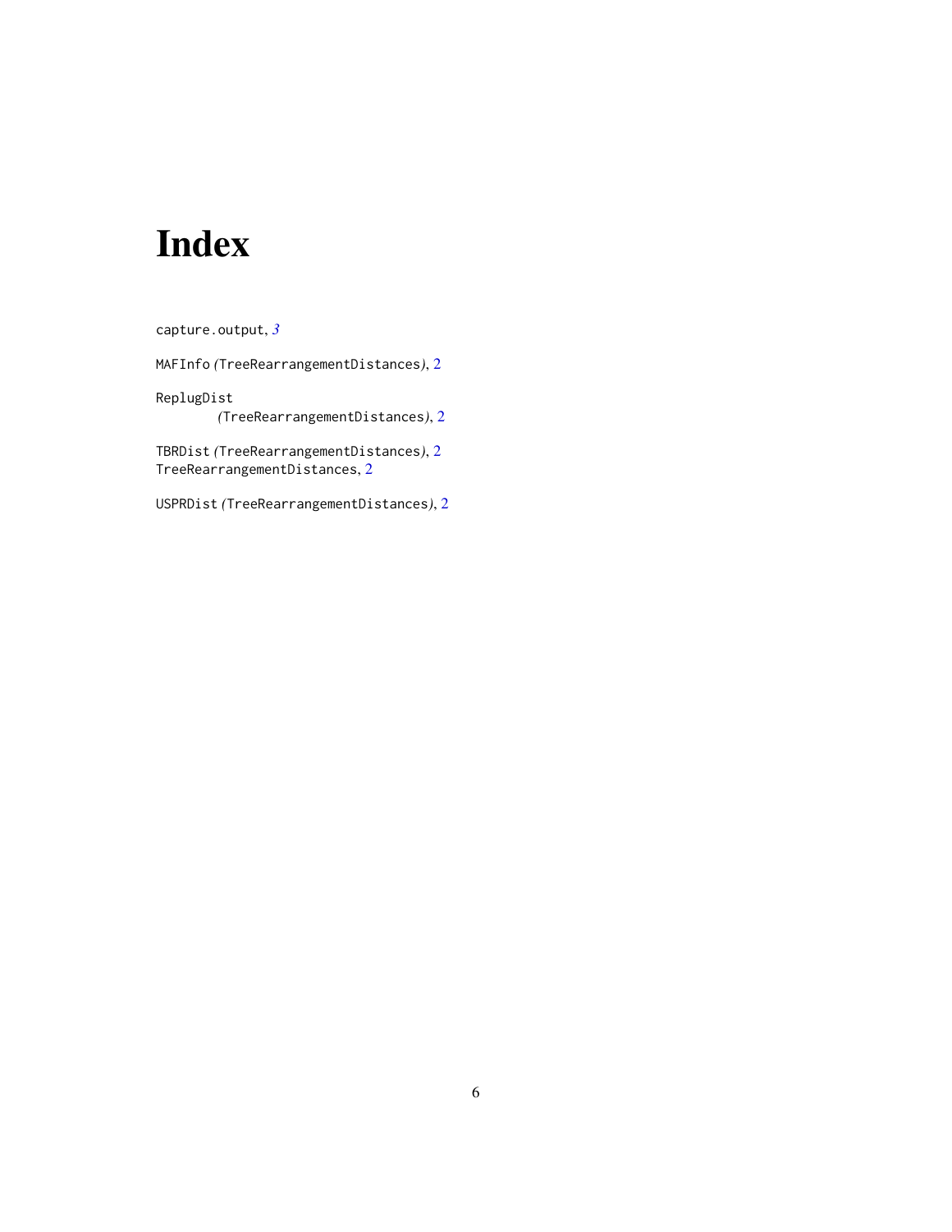# Index

capture.output, *3*

MAFInfo *(*TreeRearrangementDistances*)*, 2

ReplugDist *(*TreeRearrangementDistances*)*, 2

TBRDist *(*TreeRearrangementDistances*)*, 2

TreeRearrangementDistances, 2

USPRDist *(*TreeRearrangementDistances*)*, 2